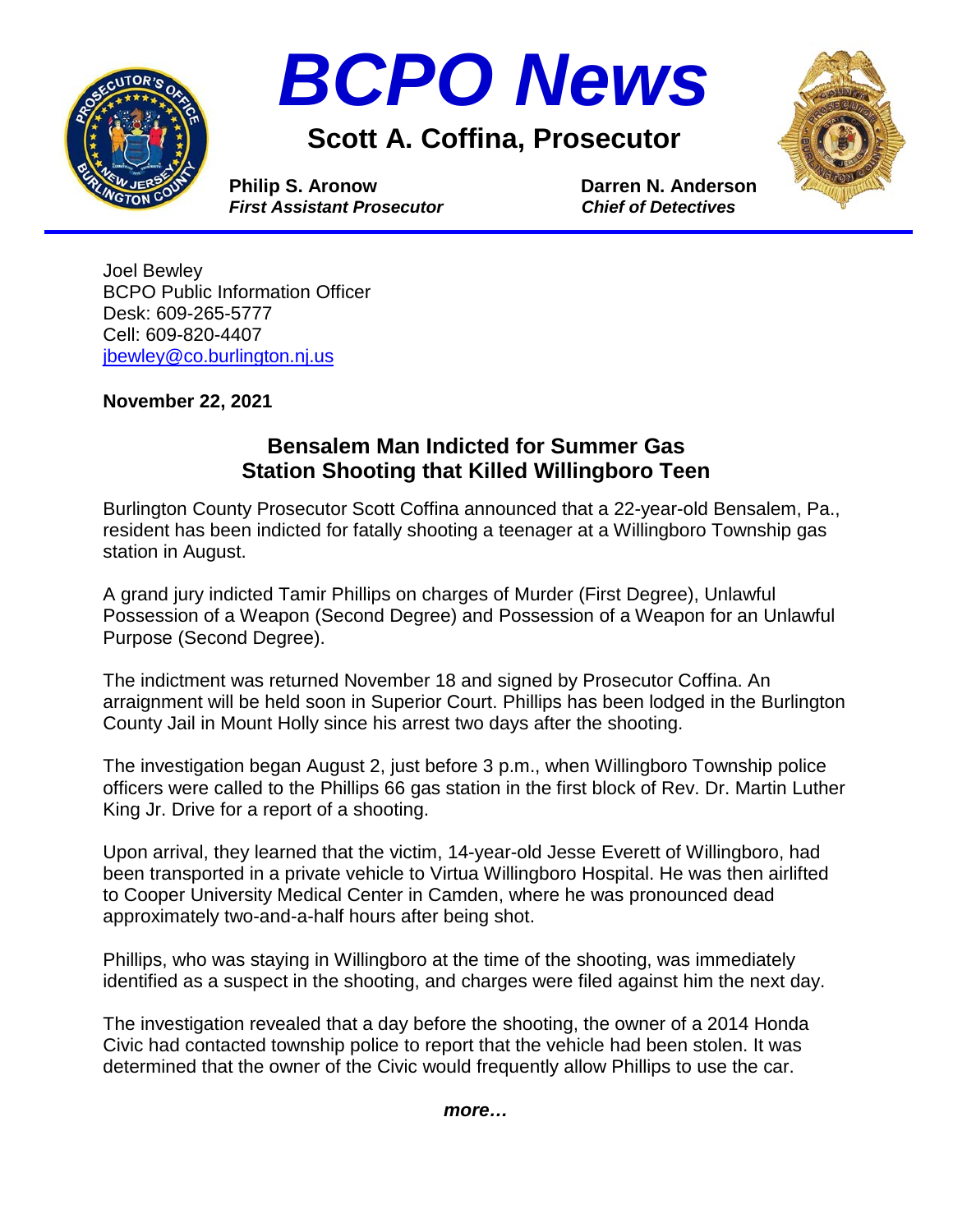# BCPO News

## Scott A. Coffina, Prosecutor

**Philip S. Aronow**
***First Assistant Prosecutor***

**Darren N. Anderson**
***Chief of Detectives***

Joel Bewley
BCPO Public Information Officer
Desk: 609-265-5777
Cell: 609-820-4407
jbewley@co.burlington.nj.us

**November 22, 2021**

### Bensalem Man Indicted for Summer Gas Station Shooting that Killed Willingboro Teen

Burlington County Prosecutor Scott Coffina announced that a 22-year-old Bensalem, Pa., resident has been indicted for fatally shooting a teenager at a Willingboro Township gas station in August.

A grand jury indicted Tamir Phillips on charges of Murder (First Degree), Unlawful Possession of a Weapon (Second Degree) and Possession of a Weapon for an Unlawful Purpose (Second Degree).

The indictment was returned November 18 and signed by Prosecutor Coffina. An arraignment will be held soon in Superior Court. Phillips has been lodged in the Burlington County Jail in Mount Holly since his arrest two days after the shooting.

The investigation began August 2, just before 3 p.m., when Willingboro Township police officers were called to the Phillips 66 gas station in the first block of Rev. Dr. Martin Luther King Jr. Drive for a report of a shooting.

Upon arrival, they learned that the victim, 14-year-old Jesse Everett of Willingboro, had been transported in a private vehicle to Virtua Willingboro Hospital. He was then airlifted to Cooper University Medical Center in Camden, where he was pronounced dead approximately two-and-a-half hours after being shot.

Phillips, who was staying in Willingboro at the time of the shooting, was immediately identified as a suspect in the shooting, and charges were filed against him the next day.

The investigation revealed that a day before the shooting, the owner of a 2014 Honda Civic had contacted township police to report that the vehicle had been stolen. It was determined that the owner of the Civic would frequently allow Phillips to use the car.

***more…***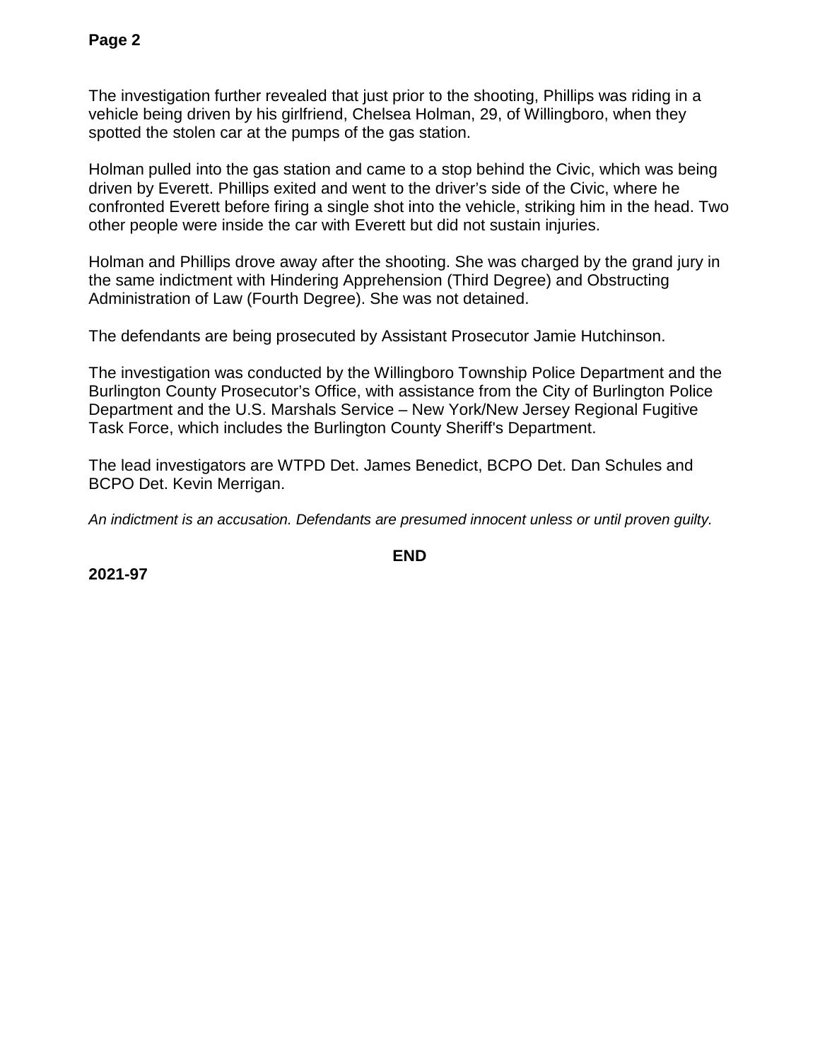The investigation further revealed that just prior to the shooting, Phillips was riding in a vehicle being driven by his girlfriend, Chelsea Holman, 29, of Willingboro, when they spotted the stolen car at the pumps of the gas station.

Holman pulled into the gas station and came to a stop behind the Civic, which was being driven by Everett. Phillips exited and went to the driver's side of the Civic, where he confronted Everett before firing a single shot into the vehicle, striking him in the head. Two other people were inside the car with Everett but did not sustain injuries.

Holman and Phillips drove away after the shooting. She was charged by the grand jury in the same indictment with Hindering Apprehension (Third Degree) and Obstructing Administration of Law (Fourth Degree). She was not detained.

The defendants are being prosecuted by Assistant Prosecutor Jamie Hutchinson.

The investigation was conducted by the Willingboro Township Police Department and the Burlington County Prosecutor's Office, with assistance from the City of Burlington Police Department and the U.S. Marshals Service – New York/New Jersey Regional Fugitive Task Force, which includes the Burlington County Sheriff's Department.

The lead investigators are WTPD Det. James Benedict, BCPO Det. Dan Schules and BCPO Det. Kevin Merrigan.

*An indictment is an accusation. Defendants are presumed innocent unless or until proven guilty.*

**END**

**2021-97**